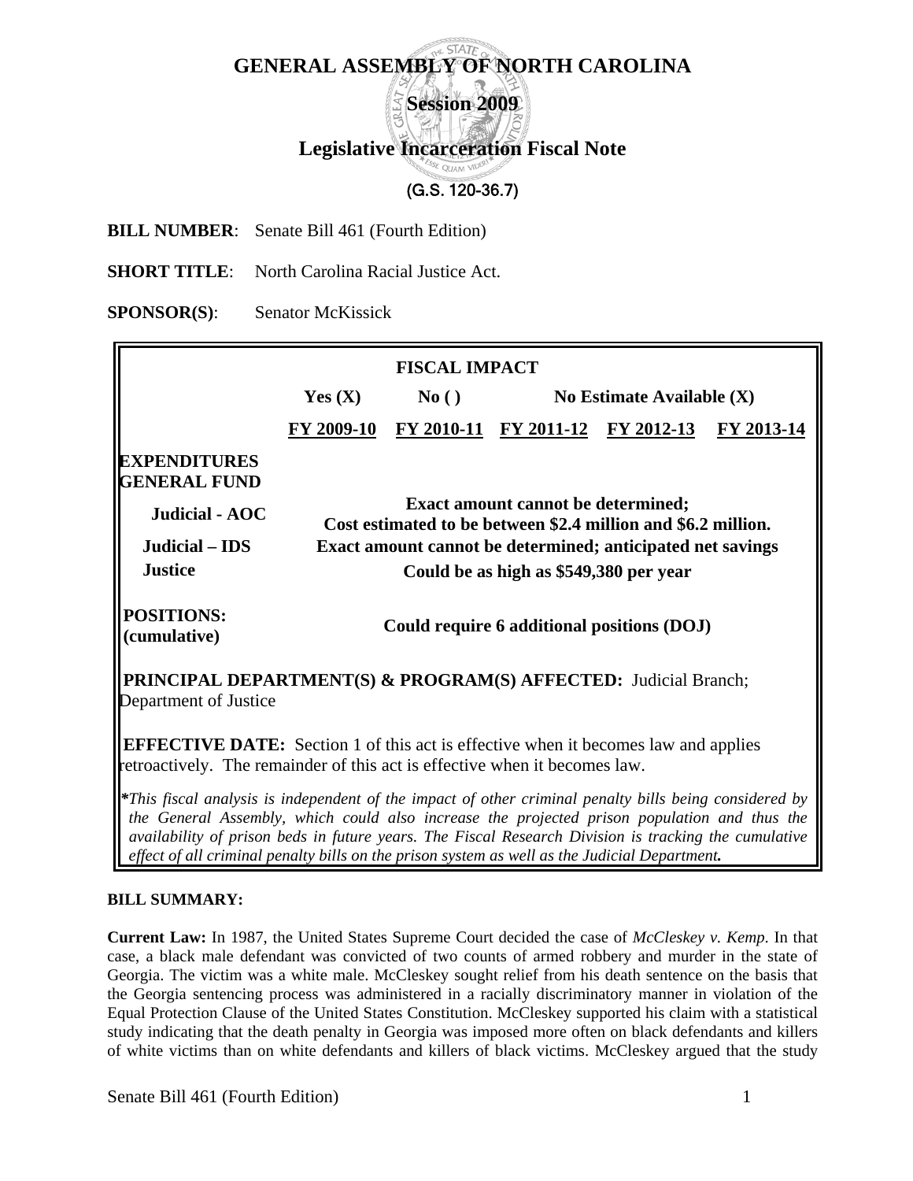# GENERAL ASSEMBLY OF NORTH CAROLINA

## Session 2009

## Legislative Incarceration Fiscal Note

(G.S. 120-36.7)

**BILL NUMBER**: Senate Bill 461 (Fourth Edition)

**SHORT TITLE**: North Carolina Racial Justice Act.

**SPONSOR(S)**: Senator McKissick

| FISCAL IMPACT | | | | | |
|---|---|---|---|---|---|
| | **Yes (X)** | **No ( )** | **No Estimate Available (X)** | | |
| | **FY 2009-10** | **FY 2010-11** | **FY 2011-12** | **FY 2012-13** | **FY 2013-14** |
| **EXPENDITURES GENERAL FUND** | | | | | |
| **Judicial - AOC** | **Exact amount cannot be determined; Cost estimated to be between \$2.4 million and \$6.2 million.** | | | | |
| **Judicial – IDS** | **Exact amount cannot be determined; anticipated net savings** | | | | |
| **Justice** | **Could be as high as \$549,380 per year** | | | | |
| **POSITIONS: (cumulative)** | **Could require 6 additional positions (DOJ)** | | | | |

**PRINCIPAL DEPARTMENT(S) & PROGRAM(S) AFFECTED:** Judicial Branch; Department of Justice

**EFFECTIVE DATE:** Section 1 of this act is effective when it becomes law and applies retroactively. The remainder of this act is effective when it becomes law.

***This fiscal analysis is independent of the impact of other criminal penalty bills being considered by the General Assembly, which could also increase the projected prison population and thus the availability of prison beds in future years. The Fiscal Research Division is tracking the cumulative effect of all criminal penalty bills on the prison system as well as the Judicial Department.***

**BILL SUMMARY:**

**Current Law:** In 1987, the United States Supreme Court decided the case of *McCleskey v. Kemp*. In that case, a black male defendant was convicted of two counts of armed robbery and murder in the state of Georgia. The victim was a white male. McCleskey sought relief from his death sentence on the basis that the Georgia sentencing process was administered in a racially discriminatory manner in violation of the Equal Protection Clause of the United States Constitution. McCleskey supported his claim with a statistical study indicating that the death penalty in Georgia was imposed more often on black defendants and killers of white victims than on white defendants and killers of black victims. McCleskey argued that the study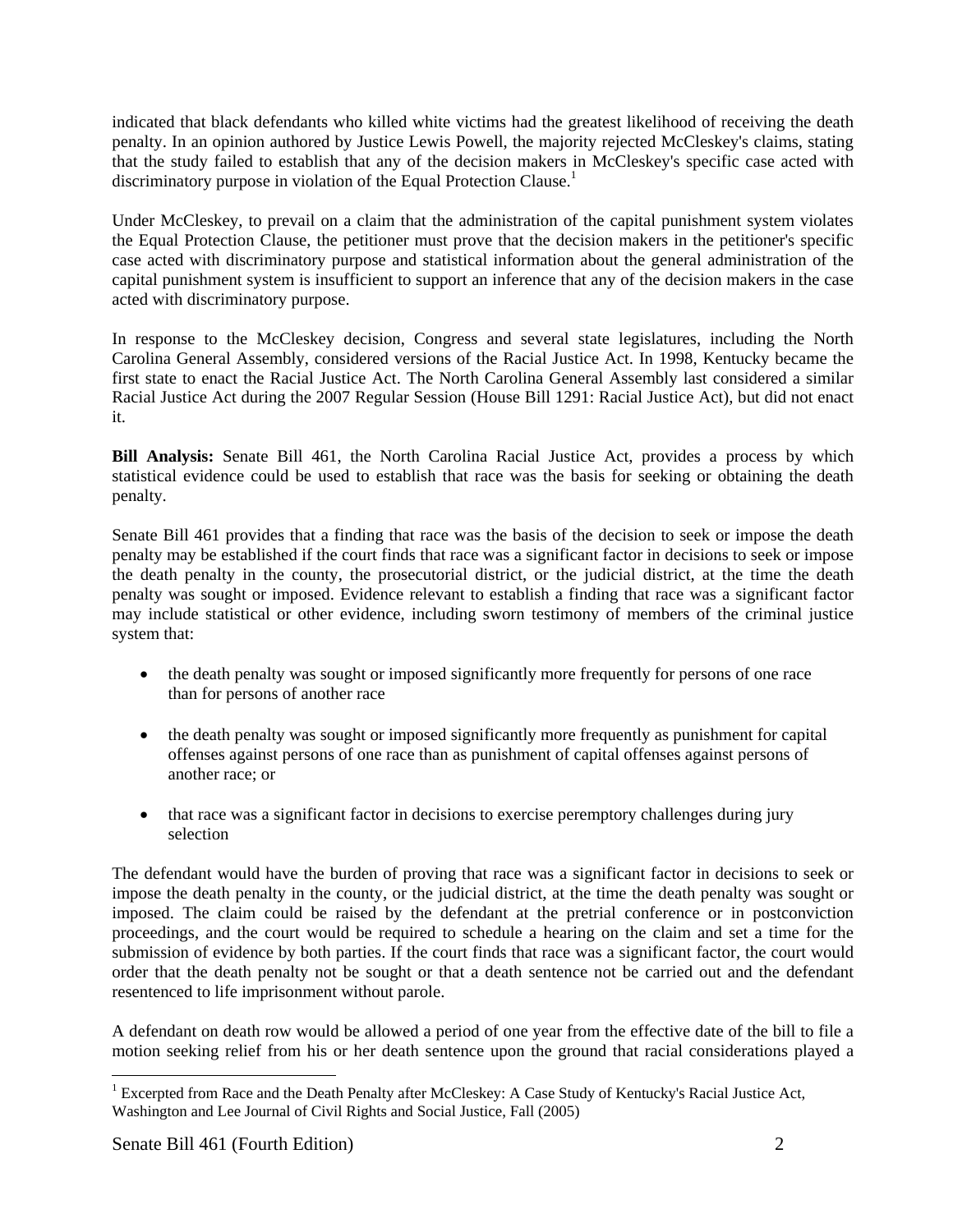indicated that black defendants who killed white victims had the greatest likelihood of receiving the death penalty. In an opinion authored by Justice Lewis Powell, the majority rejected McCleskey's claims, stating that the study failed to establish that any of the decision makers in McCleskey's specific case acted with discriminatory purpose in violation of the Equal Protection Clause.[1]

Under McCleskey, to prevail on a claim that the administration of the capital punishment system violates the Equal Protection Clause, the petitioner must prove that the decision makers in the petitioner's specific case acted with discriminatory purpose and statistical information about the general administration of the capital punishment system is insufficient to support an inference that any of the decision makers in the case acted with discriminatory purpose.

In response to the McCleskey decision, Congress and several state legislatures, including the North Carolina General Assembly, considered versions of the Racial Justice Act. In 1998, Kentucky became the first state to enact the Racial Justice Act. The North Carolina General Assembly last considered a similar Racial Justice Act during the 2007 Regular Session (House Bill 1291: Racial Justice Act), but did not enact it.

**Bill Analysis:** Senate Bill 461, the North Carolina Racial Justice Act, provides a process by which statistical evidence could be used to establish that race was the basis for seeking or obtaining the death penalty.

Senate Bill 461 provides that a finding that race was the basis of the decision to seek or impose the death penalty may be established if the court finds that race was a significant factor in decisions to seek or impose the death penalty in the county, the prosecutorial district, or the judicial district, at the time the death penalty was sought or imposed. Evidence relevant to establish a finding that race was a significant factor may include statistical or other evidence, including sworn testimony of members of the criminal justice system that:

- the death penalty was sought or imposed significantly more frequently for persons of one race than for persons of another race
- the death penalty was sought or imposed significantly more frequently as punishment for capital offenses against persons of one race than as punishment of capital offenses against persons of another race; or
- that race was a significant factor in decisions to exercise peremptory challenges during jury selection

The defendant would have the burden of proving that race was a significant factor in decisions to seek or impose the death penalty in the county, or the judicial district, at the time the death penalty was sought or imposed. The claim could be raised by the defendant at the pretrial conference or in postconviction proceedings, and the court would be required to schedule a hearing on the claim and set a time for the submission of evidence by both parties. If the court finds that race was a significant factor, the court would order that the death penalty not be sought or that a death sentence not be carried out and the defendant resentenced to life imprisonment without parole.

A defendant on death row would be allowed a period of one year from the effective date of the bill to file a motion seeking relief from his or her death sentence upon the ground that racial considerations played a

[1] Excerpted from Race and the Death Penalty after McCleskey: A Case Study of Kentucky's Racial Justice Act, Washington and Lee Journal of Civil Rights and Social Justice, Fall (2005)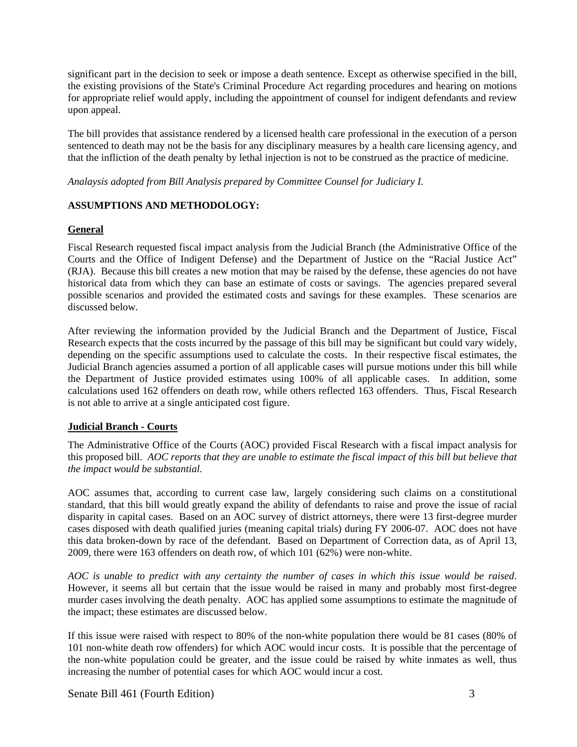significant part in the decision to seek or impose a death sentence. Except as otherwise specified in the bill, the existing provisions of the State's Criminal Procedure Act regarding procedures and hearing on motions for appropriate relief would apply, including the appointment of counsel for indigent defendants and review upon appeal.

The bill provides that assistance rendered by a licensed health care professional in the execution of a person sentenced to death may not be the basis for any disciplinary measures by a health care licensing agency, and that the infliction of the death penalty by lethal injection is not to be construed as the practice of medicine.

*Analaysis adopted from Bill Analysis prepared by Committee Counsel for Judiciary I.*

**ASSUMPTIONS AND METHODOLOGY:**

**General**

Fiscal Research requested fiscal impact analysis from the Judicial Branch (the Administrative Office of the Courts and the Office of Indigent Defense) and the Department of Justice on the "Racial Justice Act" (RJA). Because this bill creates a new motion that may be raised by the defense, these agencies do not have historical data from which they can base an estimate of costs or savings. The agencies prepared several possible scenarios and provided the estimated costs and savings for these examples. These scenarios are discussed below.

After reviewing the information provided by the Judicial Branch and the Department of Justice, Fiscal Research expects that the costs incurred by the passage of this bill may be significant but could vary widely, depending on the specific assumptions used to calculate the costs. In their respective fiscal estimates, the Judicial Branch agencies assumed a portion of all applicable cases will pursue motions under this bill while the Department of Justice provided estimates using 100% of all applicable cases. In addition, some calculations used 162 offenders on death row, while others reflected 163 offenders. Thus, Fiscal Research is not able to arrive at a single anticipated cost figure.

**Judicial Branch - Courts**

The Administrative Office of the Courts (AOC) provided Fiscal Research with a fiscal impact analysis for this proposed bill. *AOC reports that they are unable to estimate the fiscal impact of this bill but believe that the impact would be substantial.*

AOC assumes that, according to current case law, largely considering such claims on a constitutional standard, that this bill would greatly expand the ability of defendants to raise and prove the issue of racial disparity in capital cases. Based on an AOC survey of district attorneys, there were 13 first-degree murder cases disposed with death qualified juries (meaning capital trials) during FY 2006-07. AOC does not have this data broken-down by race of the defendant. Based on Department of Correction data, as of April 13, 2009, there were 163 offenders on death row, of which 101 (62%) were non-white.

*AOC is unable to predict with any certainty the number of cases in which this issue would be raised*. However, it seems all but certain that the issue would be raised in many and probably most first-degree murder cases involving the death penalty. AOC has applied some assumptions to estimate the magnitude of the impact; these estimates are discussed below.

If this issue were raised with respect to 80% of the non-white population there would be 81 cases (80% of 101 non-white death row offenders) for which AOC would incur costs. It is possible that the percentage of the non-white population could be greater, and the issue could be raised by white inmates as well, thus increasing the number of potential cases for which AOC would incur a cost.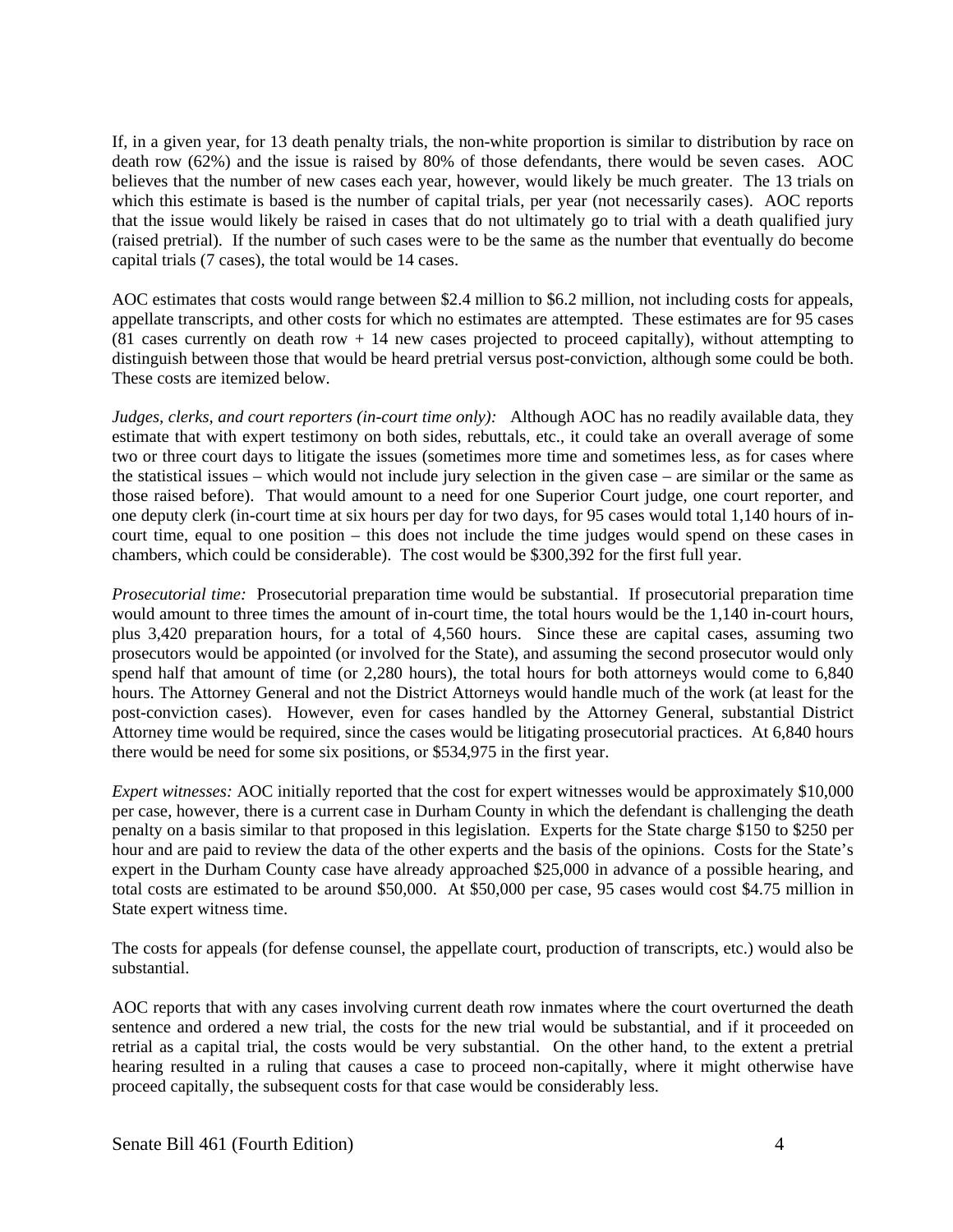If, in a given year, for 13 death penalty trials, the non-white proportion is similar to distribution by race on death row (62%) and the issue is raised by 80% of those defendants, there would be seven cases. AOC believes that the number of new cases each year, however, would likely be much greater. The 13 trials on which this estimate is based is the number of capital trials, per year (not necessarily cases). AOC reports that the issue would likely be raised in cases that do not ultimately go to trial with a death qualified jury (raised pretrial). If the number of such cases were to be the same as the number that eventually do become capital trials (7 cases), the total would be 14 cases.

AOC estimates that costs would range between $2.4 million to $6.2 million, not including costs for appeals, appellate transcripts, and other costs for which no estimates are attempted. These estimates are for 95 cases (81 cases currently on death row + 14 new cases projected to proceed capitally), without attempting to distinguish between those that would be heard pretrial versus post-conviction, although some could be both. These costs are itemized below.

*Judges, clerks, and court reporters (in-court time only):* Although AOC has no readily available data, they estimate that with expert testimony on both sides, rebuttals, etc., it could take an overall average of some two or three court days to litigate the issues (sometimes more time and sometimes less, as for cases where the statistical issues – which would not include jury selection in the given case – are similar or the same as those raised before). That would amount to a need for one Superior Court judge, one court reporter, and one deputy clerk (in-court time at six hours per day for two days, for 95 cases would total 1,140 hours of in-court time, equal to one position – this does not include the time judges would spend on these cases in chambers, which could be considerable). The cost would be $300,392 for the first full year.

*Prosecutorial time:* Prosecutorial preparation time would be substantial. If prosecutorial preparation time would amount to three times the amount of in-court time, the total hours would be the 1,140 in-court hours, plus 3,420 preparation hours, for a total of 4,560 hours. Since these are capital cases, assuming two prosecutors would be appointed (or involved for the State), and assuming the second prosecutor would only spend half that amount of time (or 2,280 hours), the total hours for both attorneys would come to 6,840 hours. The Attorney General and not the District Attorneys would handle much of the work (at least for the post-conviction cases). However, even for cases handled by the Attorney General, substantial District Attorney time would be required, since the cases would be litigating prosecutorial practices. At 6,840 hours there would be need for some six positions, or $534,975 in the first year.

*Expert witnesses:* AOC initially reported that the cost for expert witnesses would be approximately $10,000 per case, however, there is a current case in Durham County in which the defendant is challenging the death penalty on a basis similar to that proposed in this legislation. Experts for the State charge $150 to $250 per hour and are paid to review the data of the other experts and the basis of the opinions. Costs for the State's expert in the Durham County case have already approached $25,000 in advance of a possible hearing, and total costs are estimated to be around $50,000. At $50,000 per case, 95 cases would cost $4.75 million in State expert witness time.

The costs for appeals (for defense counsel, the appellate court, production of transcripts, etc.) would also be substantial.

AOC reports that with any cases involving current death row inmates where the court overturned the death sentence and ordered a new trial, the costs for the new trial would be substantial, and if it proceeded on retrial as a capital trial, the costs would be very substantial. On the other hand, to the extent a pretrial hearing resulted in a ruling that causes a case to proceed non-capitally, where it might otherwise have proceed capitally, the subsequent costs for that case would be considerably less.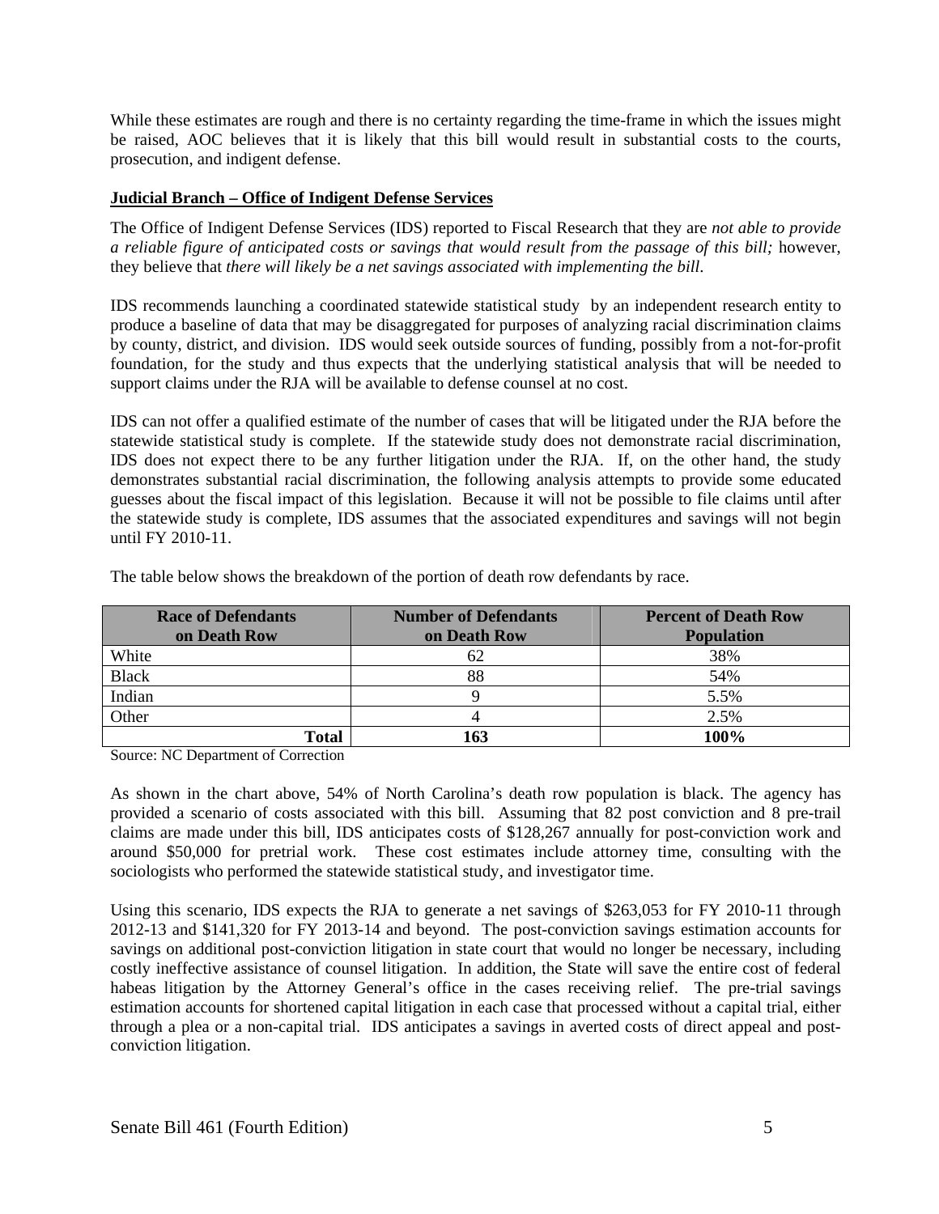While these estimates are rough and there is no certainty regarding the time-frame in which the issues might be raised, AOC believes that it is likely that this bill would result in substantial costs to the courts, prosecution, and indigent defense.

**Judicial Branch – Office of Indigent Defense Services**

The Office of Indigent Defense Services (IDS) reported to Fiscal Research that they are *not able to provide a reliable figure of anticipated costs or savings that would result from the passage of this bill;* however, they believe that *there will likely be a net savings associated with implementing the bill*.

IDS recommends launching a coordinated statewide statistical study by an independent research entity to produce a baseline of data that may be disaggregated for purposes of analyzing racial discrimination claims by county, district, and division. IDS would seek outside sources of funding, possibly from a not-for-profit foundation, for the study and thus expects that the underlying statistical analysis that will be needed to support claims under the RJA will be available to defense counsel at no cost.

IDS can not offer a qualified estimate of the number of cases that will be litigated under the RJA before the statewide statistical study is complete. If the statewide study does not demonstrate racial discrimination, IDS does not expect there to be any further litigation under the RJA. If, on the other hand, the study demonstrates substantial racial discrimination, the following analysis attempts to provide some educated guesses about the fiscal impact of this legislation. Because it will not be possible to file claims until after the statewide study is complete, IDS assumes that the associated expenditures and savings will not begin until FY 2010-11.

The table below shows the breakdown of the portion of death row defendants by race.

| Race of Defendants on Death Row | Number of Defendants on Death Row | Percent of Death Row Population |
|---|---|---|
| White | 62 | 38% |
| Black | 88 | 54% |
| Indian | 9 | 5.5% |
| Other | 4 | 2.5% |
| **Total** | **163** | **100%** |

Source: NC Department of Correction

As shown in the chart above, 54% of North Carolina's death row population is black. The agency has provided a scenario of costs associated with this bill. Assuming that 82 post conviction and 8 pre-trail claims are made under this bill, IDS anticipates costs of $128,267 annually for post-conviction work and around $50,000 for pretrial work. These cost estimates include attorney time, consulting with the sociologists who performed the statewide statistical study, and investigator time.

Using this scenario, IDS expects the RJA to generate a net savings of $263,053 for FY 2010-11 through 2012-13 and $141,320 for FY 2013-14 and beyond. The post-conviction savings estimation accounts for savings on additional post-conviction litigation in state court that would no longer be necessary, including costly ineffective assistance of counsel litigation. In addition, the State will save the entire cost of federal habeas litigation by the Attorney General's office in the cases receiving relief. The pre-trial savings estimation accounts for shortened capital litigation in each case that processed without a capital trial, either through a plea or a non-capital trial. IDS anticipates a savings in averted costs of direct appeal and post-conviction litigation.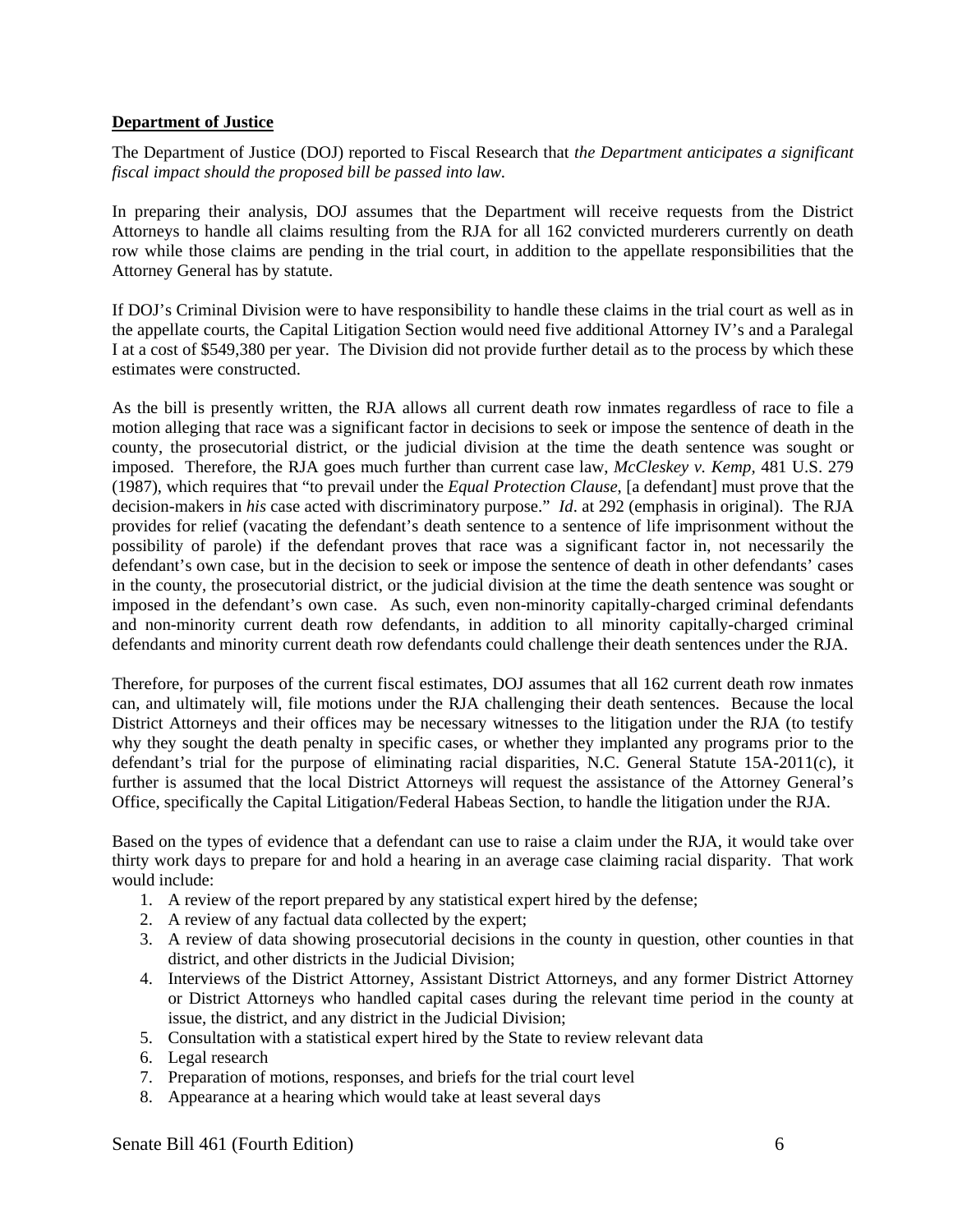**Department of Justice**

The Department of Justice (DOJ) reported to Fiscal Research that *the Department anticipates a significant fiscal impact should the proposed bill be passed into law.*

In preparing their analysis, DOJ assumes that the Department will receive requests from the District Attorneys to handle all claims resulting from the RJA for all 162 convicted murderers currently on death row while those claims are pending in the trial court, in addition to the appellate responsibilities that the Attorney General has by statute.

If DOJ's Criminal Division were to have responsibility to handle these claims in the trial court as well as in the appellate courts, the Capital Litigation Section would need five additional Attorney IV's and a Paralegal I at a cost of $549,380 per year. The Division did not provide further detail as to the process by which these estimates were constructed.

As the bill is presently written, the RJA allows all current death row inmates regardless of race to file a motion alleging that race was a significant factor in decisions to seek or impose the sentence of death in the county, the prosecutorial district, or the judicial division at the time the death sentence was sought or imposed. Therefore, the RJA goes much further than current case law, *McCleskey v. Kemp,* 481 U.S. 279 (1987), which requires that "to prevail under the *Equal Protection Clause*, [a defendant] must prove that the decision-makers in *his* case acted with discriminatory purpose." *Id*. at 292 (emphasis in original). The RJA provides for relief (vacating the defendant's death sentence to a sentence of life imprisonment without the possibility of parole) if the defendant proves that race was a significant factor in, not necessarily the defendant's own case, but in the decision to seek or impose the sentence of death in other defendants' cases in the county, the prosecutorial district, or the judicial division at the time the death sentence was sought or imposed in the defendant's own case. As such, even non-minority capitally-charged criminal defendants and non-minority current death row defendants, in addition to all minority capitally-charged criminal defendants and minority current death row defendants could challenge their death sentences under the RJA.

Therefore, for purposes of the current fiscal estimates, DOJ assumes that all 162 current death row inmates can, and ultimately will, file motions under the RJA challenging their death sentences. Because the local District Attorneys and their offices may be necessary witnesses to the litigation under the RJA (to testify why they sought the death penalty in specific cases, or whether they implanted any programs prior to the defendant's trial for the purpose of eliminating racial disparities, N.C. General Statute 15A-2011(c), it further is assumed that the local District Attorneys will request the assistance of the Attorney General's Office, specifically the Capital Litigation/Federal Habeas Section, to handle the litigation under the RJA.

Based on the types of evidence that a defendant can use to raise a claim under the RJA, it would take over thirty work days to prepare for and hold a hearing in an average case claiming racial disparity. That work would include:

1. A review of the report prepared by any statistical expert hired by the defense;
2. A review of any factual data collected by the expert;
3. A review of data showing prosecutorial decisions in the county in question, other counties in that district, and other districts in the Judicial Division;
4. Interviews of the District Attorney, Assistant District Attorneys, and any former District Attorney or District Attorneys who handled capital cases during the relevant time period in the county at issue, the district, and any district in the Judicial Division;
5. Consultation with a statistical expert hired by the State to review relevant data
6. Legal research
7. Preparation of motions, responses, and briefs for the trial court level
8. Appearance at a hearing which would take at least several days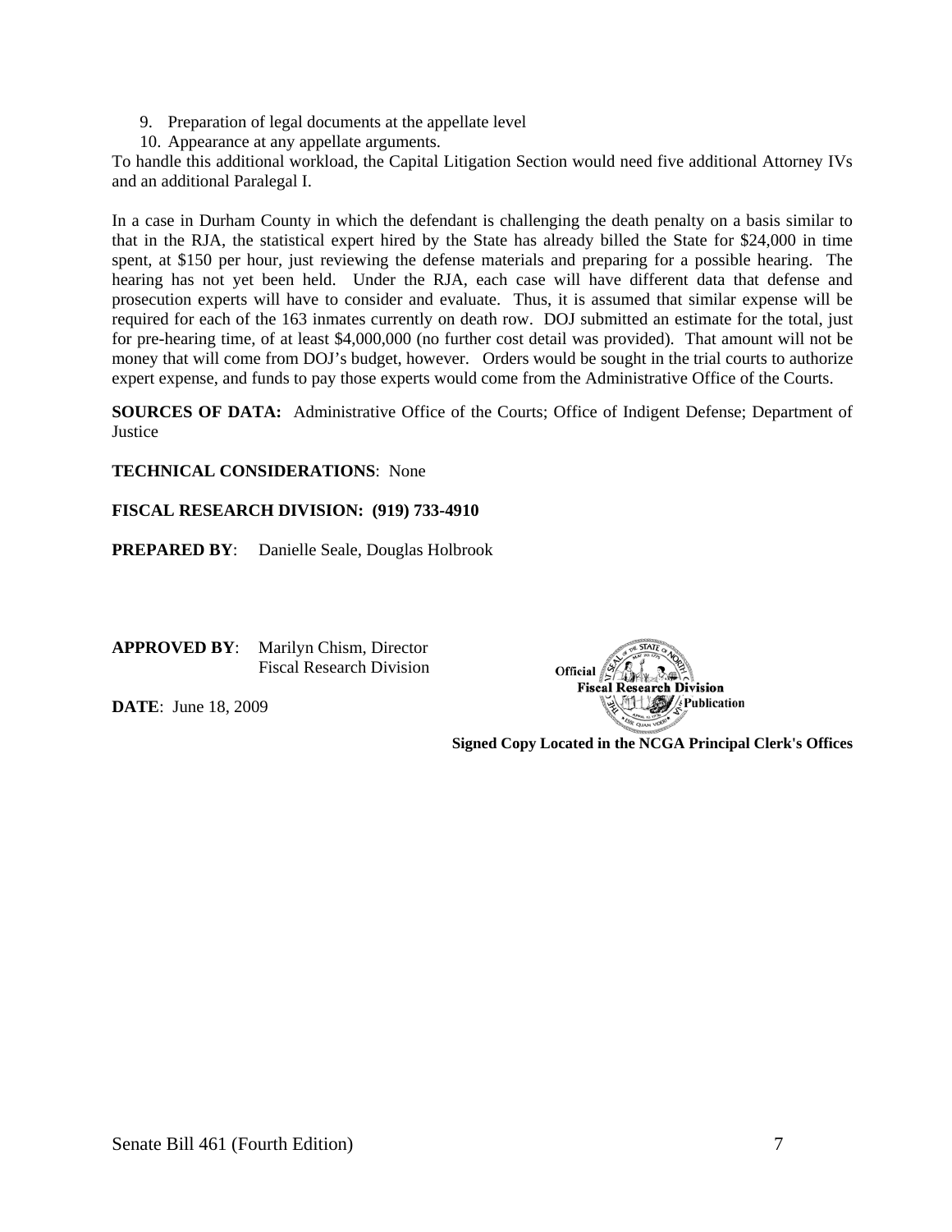9. Preparation of legal documents at the appellate level
10. Appearance at any appellate arguments.

To handle this additional workload, the Capital Litigation Section would need five additional Attorney IVs and an additional Paralegal I.

In a case in Durham County in which the defendant is challenging the death penalty on a basis similar to that in the RJA, the statistical expert hired by the State has already billed the State for $24,000 in time spent, at $150 per hour, just reviewing the defense materials and preparing for a possible hearing. The hearing has not yet been held. Under the RJA, each case will have different data that defense and prosecution experts will have to consider and evaluate. Thus, it is assumed that similar expense will be required for each of the 163 inmates currently on death row. DOJ submitted an estimate for the total, just for pre-hearing time, of at least $4,000,000 (no further cost detail was provided). That amount will not be money that will come from DOJ's budget, however. Orders would be sought in the trial courts to authorize expert expense, and funds to pay those experts would come from the Administrative Office of the Courts.

**SOURCES OF DATA:** Administrative Office of the Courts; Office of Indigent Defense; Department of Justice

**TECHNICAL CONSIDERATIONS**: None

**FISCAL RESEARCH DIVISION: (919) 733-4910**

**PREPARED BY**: Danielle Seale, Douglas Holbrook

**APPROVED BY**: Marilyn Chism, Director
Fiscal Research Division

**DATE**: June 18, 2009

Official Fiscal Research Division Publication

**Signed Copy Located in the NCGA Principal Clerk's Offices**